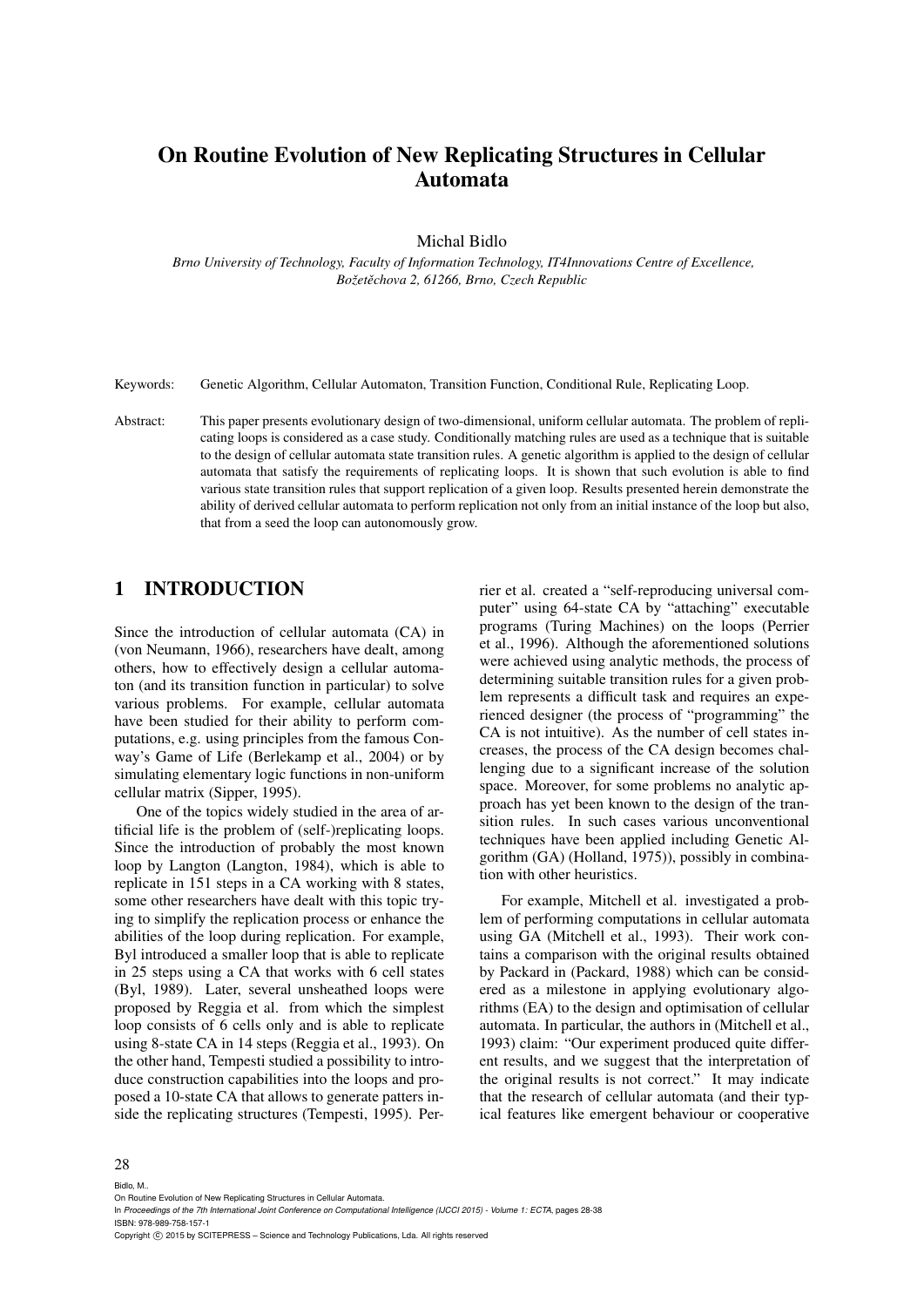# On Routine Evolution of New Replicating Structures in Cellular Automata

Michal Bidlo

*Brno University of Technology, Faculty of Information Technology, IT4Innovations Centre of Excellence, Božetěchova 2, 61266, Brno, Czech Republic*

Keywords: Genetic Algorithm, Cellular Automaton, Transition Function, Conditional Rule, Replicating Loop.

Abstract: This paper presents evolutionary design of two-dimensional, uniform cellular automata. The problem of replicating loops is considered as a case study. Conditionally matching rules are used as a technique that is suitable to the design of cellular automata state transition rules. A genetic algorithm is applied to the design of cellular automata that satisfy the requirements of replicating loops. It is shown that such evolution is able to find various state transition rules that support replication of a given loop. Results presented herein demonstrate the ability of derived cellular automata to perform replication not only from an initial instance of the loop but also, that from a seed the loop can autonomously grow.

## 1 INTRODUCTION

Since the introduction of cellular automata (CA) in (von Neumann, 1966), researchers have dealt, among others, how to effectively design a cellular automaton (and its transition function in particular) to solve various problems. For example, cellular automata have been studied for their ability to perform computations, e.g. using principles from the famous Conway's Game of Life (Berlekamp et al., 2004) or by simulating elementary logic functions in non-uniform cellular matrix (Sipper, 1995).

One of the topics widely studied in the area of artificial life is the problem of (self-)replicating loops. Since the introduction of probably the most known loop by Langton (Langton, 1984), which is able to replicate in 151 steps in a CA working with 8 states, some other researchers have dealt with this topic trying to simplify the replication process or enhance the abilities of the loop during replication. For example, Byl introduced a smaller loop that is able to replicate in 25 steps using a CA that works with 6 cell states (Byl, 1989). Later, several unsheathed loops were proposed by Reggia et al. from which the simplest loop consists of 6 cells only and is able to replicate using 8-state CA in 14 steps (Reggia et al., 1993). On the other hand, Tempesti studied a possibility to introduce construction capabilities into the loops and proposed a 10-state CA that allows to generate patters inside the replicating structures (Tempesti, 1995). Perrier et al. created a "self-reproducing universal computer" using 64-state CA by "attaching" executable programs (Turing Machines) on the loops (Perrier et al., 1996). Although the aforementioned solutions were achieved using analytic methods, the process of determining suitable transition rules for a given problem represents a difficult task and requires an experienced designer (the process of "programming" the CA is not intuitive). As the number of cell states increases, the process of the CA design becomes challenging due to a significant increase of the solution space. Moreover, for some problems no analytic approach has yet been known to the design of the transition rules. In such cases various unconventional techniques have been applied including Genetic Algorithm (GA) (Holland, 1975)), possibly in combination with other heuristics.

For example, Mitchell et al. investigated a problem of performing computations in cellular automata using GA (Mitchell et al., 1993). Their work contains a comparison with the original results obtained by Packard in (Packard, 1988) which can be considered as a milestone in applying evolutionary algorithms (EA) to the design and optimisation of cellular automata. In particular, the authors in (Mitchell et al., 1993) claim: "Our experiment produced quite different results, and we suggest that the interpretation of the original results is not correct." It may indicate that the research of cellular automata (and their typical features like emergent behaviour or cooperative

Bidlo, M..
On Routine Evolution of New Replicating Structures in Cellular Automata.
In *Proceedings of the 7th International Joint Conference on Computational Intelligence (IJCCI 2015) - Volume 1: ECTA*, pages 28-38
ISBN: 978-989-758-157-1
Copyright © 2015 by SCITEPRESS – Science and Technology Publications, Lda. All rights reserved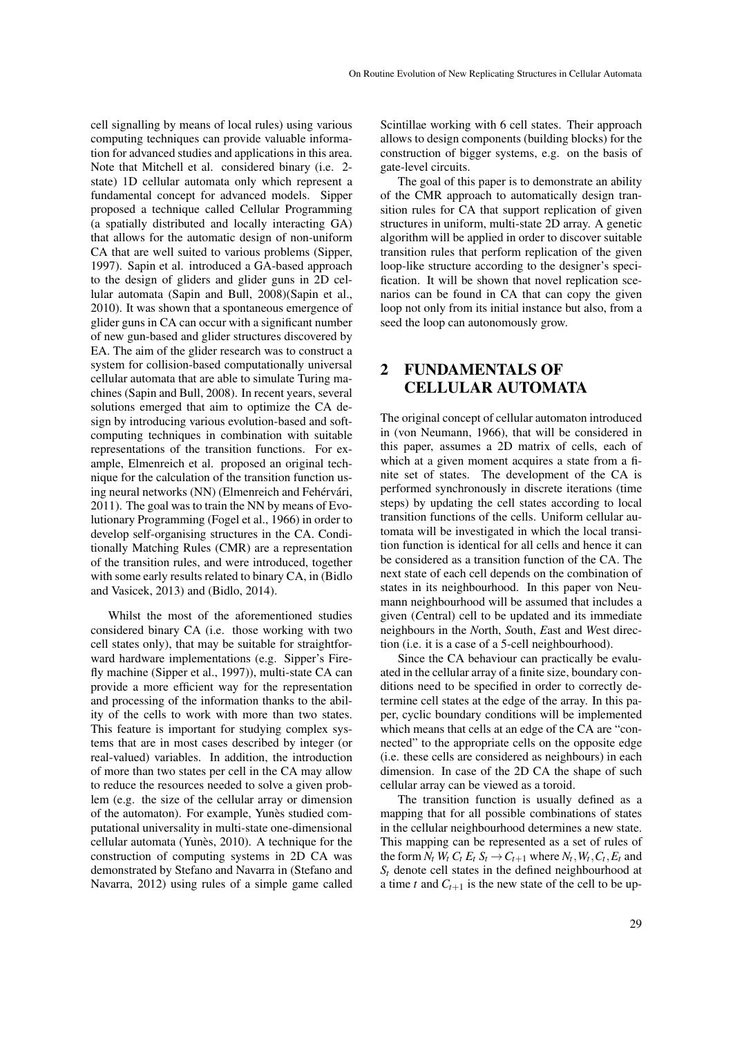cell signalling by means of local rules) using various computing techniques can provide valuable information for advanced studies and applications in this area. Note that Mitchell et al. considered binary (i.e. 2-state) 1D cellular automata only which represent a fundamental concept for advanced models. Sipper proposed a technique called Cellular Programming (a spatially distributed and locally interacting GA) that allows for the automatic design of non-uniform CA that are well suited to various problems (Sipper, 1997). Sapin et al. introduced a GA-based approach to the design of gliders and glider guns in 2D cellular automata (Sapin and Bull, 2008)(Sapin et al., 2010). It was shown that a spontaneous emergence of glider guns in CA can occur with a significant number of new gun-based and glider structures discovered by EA. The aim of the glider research was to construct a system for collision-based computationally universal cellular automata that are able to simulate Turing machines (Sapin and Bull, 2008). In recent years, several solutions emerged that aim to optimize the CA design by introducing various evolution-based and soft-computing techniques in combination with suitable representations of the transition functions. For example, Elmenreich et al. proposed an original technique for the calculation of the transition function using neural networks (NN) (Elmenreich and Fehérvári, 2011). The goal was to train the NN by means of Evolutionary Programming (Fogel et al., 1966) in order to develop self-organising structures in the CA. Conditionally Matching Rules (CMR) are a representation of the transition rules, and were introduced, together with some early results related to binary CA, in (Bidlo and Vasicek, 2013) and (Bidlo, 2014).

Whilst the most of the aforementioned studies considered binary CA (i.e. those working with two cell states only), that may be suitable for straightforward hardware implementations (e.g. Sipper's Firefly machine (Sipper et al., 1997)), multi-state CA can provide a more efficient way for the representation and processing of the information thanks to the ability of the cells to work with more than two states. This feature is important for studying complex systems that are in most cases described by integer (or real-valued) variables. In addition, the introduction of more than two states per cell in the CA may allow to reduce the resources needed to solve a given problem (e.g. the size of the cellular array or dimension of the automaton). For example, Yunès studied computational universality in multi-state one-dimensional cellular automata (Yunès, 2010). A technique for the construction of computing systems in 2D CA was demonstrated by Stefano and Navarra in (Stefano and Navarra, 2012) using rules of a simple game called Scintillae working with 6 cell states. Their approach allows to design components (building blocks) for the construction of bigger systems, e.g. on the basis of gate-level circuits.

The goal of this paper is to demonstrate an ability of the CMR approach to automatically design transition rules for CA that support replication of given structures in uniform, multi-state 2D array. A genetic algorithm will be applied in order to discover suitable transition rules that perform replication of the given loop-like structure according to the designer's specification. It will be shown that novel replication scenarios can be found in CA that can copy the given loop not only from its initial instance but also, from a seed the loop can autonomously grow.

## 2 FUNDAMENTALS OF CELLULAR AUTOMATA

The original concept of cellular automaton introduced in (von Neumann, 1966), that will be considered in this paper, assumes a 2D matrix of cells, each of which at a given moment acquires a state from a finite set of states. The development of the CA is performed synchronously in discrete iterations (time steps) by updating the cell states according to local transition functions of the cells. Uniform cellular automata will be investigated in which the local transition function is identical for all cells and hence it can be considered as a transition function of the CA. The next state of each cell depends on the combination of states in its neighbourhood. In this paper von Neumann neighbourhood will be assumed that includes a given (*C*entral) cell to be updated and its immediate neighbours in the *N*orth, *S*outh, *E*ast and *W*est direction (i.e. it is a case of a 5-cell neighbourhood).

Since the CA behaviour can practically be evaluated in the cellular array of a finite size, boundary conditions need to be specified in order to correctly determine cell states at the edge of the array. In this paper, cyclic boundary conditions will be implemented which means that cells at an edge of the CA are "connected" to the appropriate cells on the opposite edge (i.e. these cells are considered as neighbours) in each dimension. In case of the 2D CA the shape of such cellular array can be viewed as a toroid.

The transition function is usually defined as a mapping that for all possible combinations of states in the cellular neighbourhood determines a new state. This mapping can be represented as a set of rules of the form $N_t\ W_t\ C_t\ E_t\ S_t \rightarrow C_{t+1}$ where $N_t, W_t, C_t, E_t$ and $S_t$ denote cell states in the defined neighbourhood at a time $t$ and $C_{t+1}$ is the new state of the cell to be up-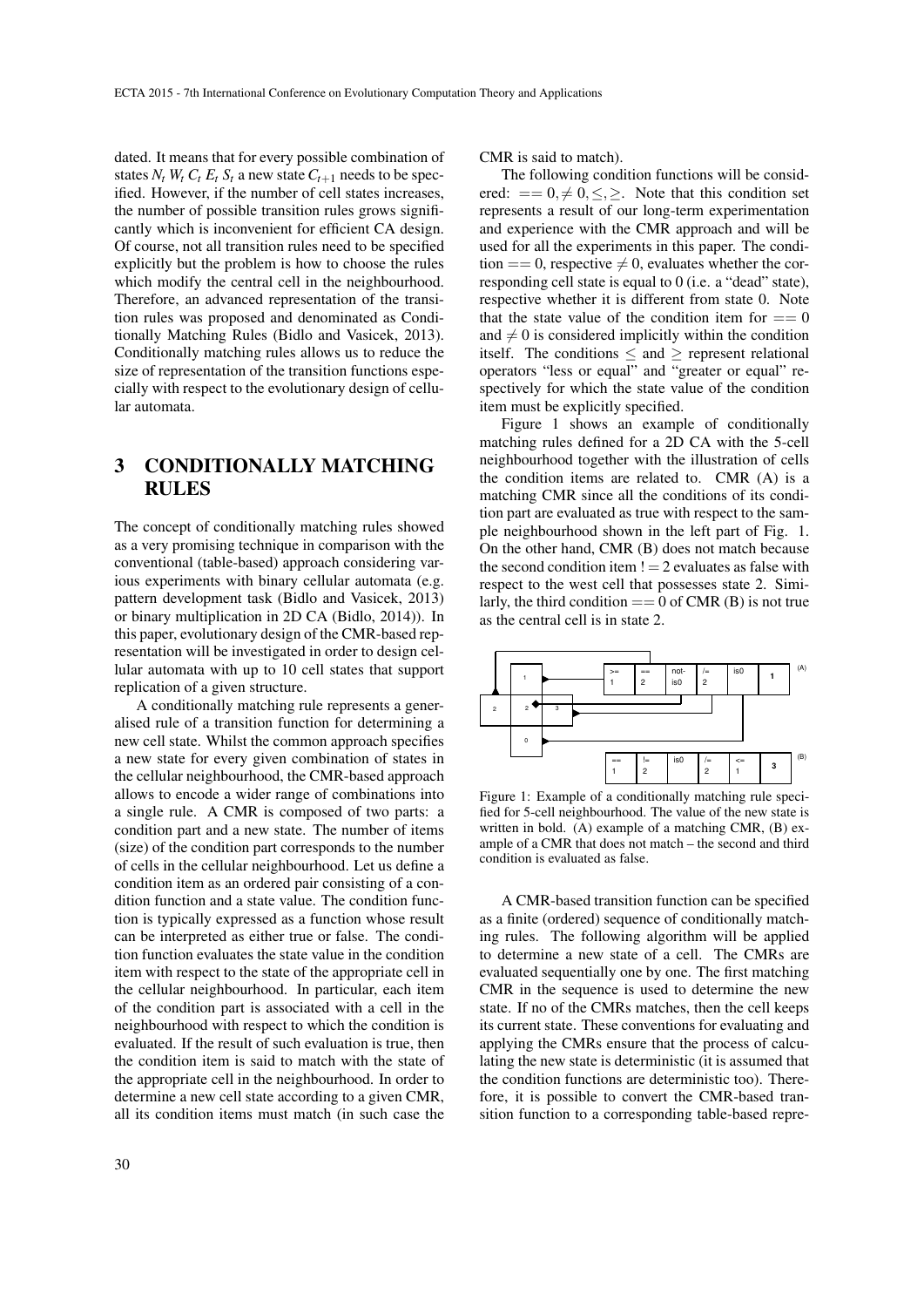dated. It means that for every possible combination of states $N_t$ $W_t$ $C_t$ $E_t$ $S_t$ a new state $C_{t+1}$ needs to be specified. However, if the number of cell states increases, the number of possible transition rules grows significantly which is inconvenient for efficient CA design. Of course, not all transition rules need to be specified explicitly but the problem is how to choose the rules which modify the central cell in the neighbourhood. Therefore, an advanced representation of the transition rules was proposed and denominated as Conditionally Matching Rules (Bidlo and Vasicek, 2013). Conditionally matching rules allows us to reduce the size of representation of the transition functions especially with respect to the evolutionary design of cellular automata.

## 3 CONDITIONALLY MATCHING RULES

The concept of conditionally matching rules showed as a very promising technique in comparison with the conventional (table-based) approach considering various experiments with binary cellular automata (e.g. pattern development task (Bidlo and Vasicek, 2013) or binary multiplication in 2D CA (Bidlo, 2014)). In this paper, evolutionary design of the CMR-based representation will be investigated in order to design cellular automata with up to 10 cell states that support replication of a given structure.

A conditionally matching rule represents a generalised rule of a transition function for determining a new cell state. Whilst the common approach specifies a new state for every given combination of states in the cellular neighbourhood, the CMR-based approach allows to encode a wider range of combinations into a single rule. A CMR is composed of two parts: a condition part and a new state. The number of items (size) of the condition part corresponds to the number of cells in the cellular neighbourhood. Let us define a condition item as an ordered pair consisting of a condition function and a state value. The condition function is typically expressed as a function whose result can be interpreted as either true or false. The condition function evaluates the state value in the condition item with respect to the state of the appropriate cell in the cellular neighbourhood. In particular, each item of the condition part is associated with a cell in the neighbourhood with respect to which the condition is evaluated. If the result of such evaluation is true, then the condition item is said to match with the state of the appropriate cell in the neighbourhood. In order to determine a new cell state according to a given CMR, all its condition items must match (in such case the CMR is said to match).

The following condition functions will be considered: $== 0, \neq 0, \leq, \geq$. Note that this condition set represents a result of our long-term experimentation and experience with the CMR approach and will be used for all the experiments in this paper. The condition $== 0$, respective $\neq 0$, evaluates whether the corresponding cell state is equal to 0 (i.e. a "dead" state), respective whether it is different from state 0. Note that the state value of the condition item for $== 0$ and $\neq 0$ is considered implicitly within the condition itself. The conditions $\leq$ and $\geq$ represent relational operators "less or equal" and "greater or equal" respectively for which the state value of the condition item must be explicitly specified.

Figure 1 shows an example of conditionally matching rules defined for a 2D CA with the 5-cell neighbourhood together with the illustration of cells the condition items are related to. CMR (A) is a matching CMR since all the conditions of its condition part are evaluated as true with respect to the sample neighbourhood shown in the left part of Fig. 1. On the other hand, CMR (B) does not match because the second condition item $!= 2$ evaluates as false with respect to the west cell that possesses state 2. Similarly, the third condition $== 0$ of CMR (B) is not true as the central cell is in state 2.

1
2 2 3
0

>= 1 | == 2 | not-is0 | /= 2 | is0 | **1** (A)

== 1 | != 2 | is0 | /= 2 | <= 1 | **3** (B)

Figure 1: Example of a conditionally matching rule specified for 5-cell neighbourhood. The value of the new state is written in bold. (A) example of a matching CMR, (B) example of a CMR that does not match – the second and third condition is evaluated as false.

A CMR-based transition function can be specified as a finite (ordered) sequence of conditionally matching rules. The following algorithm will be applied to determine a new state of a cell. The CMRs are evaluated sequentially one by one. The first matching CMR in the sequence is used to determine the new state. If no of the CMRs matches, then the cell keeps its current state. These conventions for evaluating and applying the CMRs ensure that the process of calculating the new state is deterministic (it is assumed that the condition functions are deterministic too). Therefore, it is possible to convert the CMR-based transition function to a corresponding table-based repre-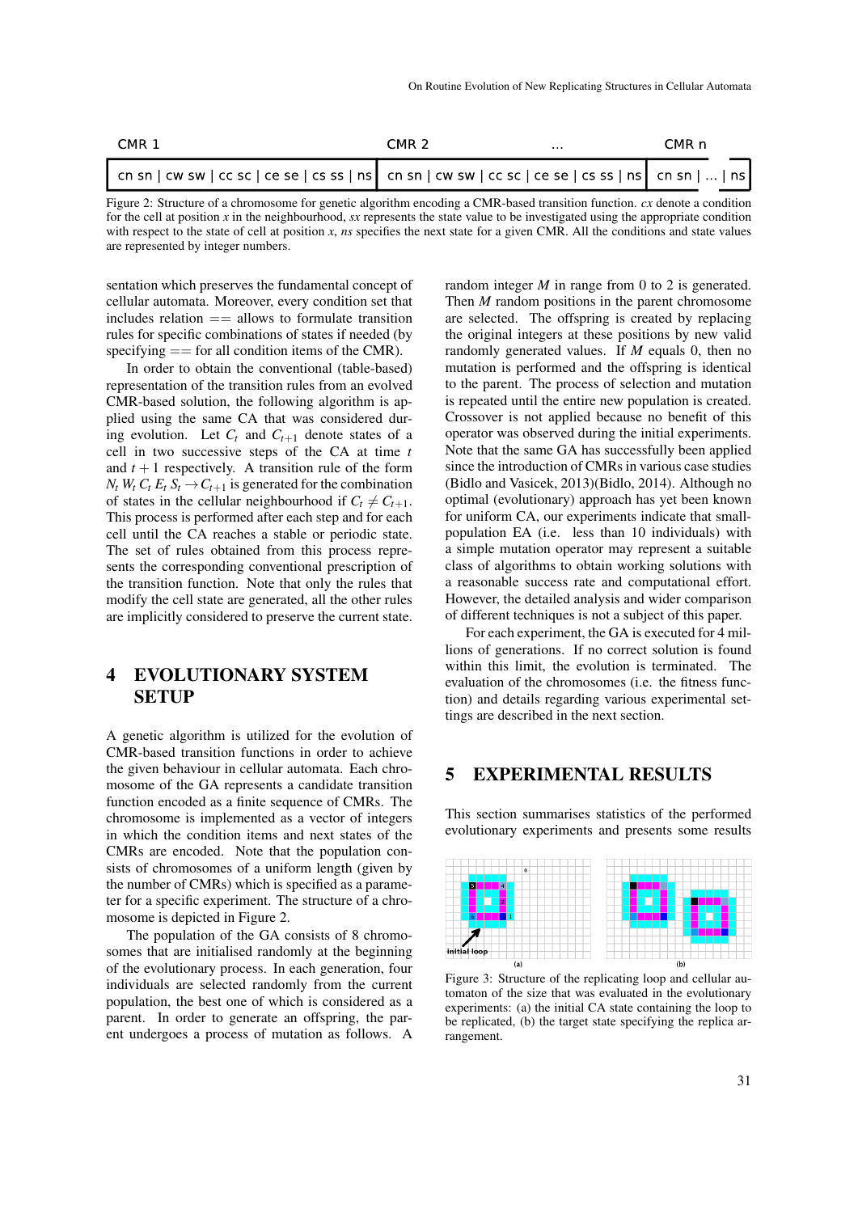CMR 1 CMR 2 ... CMR n

cn sn | cw sw | cc sc | ce se | cs ss | ns | cn sn | cw sw | cc sc | ce se | cs ss | ns | cn sn | ... | ns

Figure 2: Structure of a chromosome for genetic algorithm encoding a CMR-based transition function. *cx* denote a condition for the cell at position *x* in the neighbourhood, *sx* represents the state value to be investigated using the appropriate condition with respect to the state of cell at position *x*, *ns* specifies the next state for a given CMR. All the conditions and state values are represented by integer numbers.

sentation which preserves the fundamental concept of cellular automata. Moreover, every condition set that includes relation $==$ allows to formulate transition rules for specific combinations of states if needed (by specifying $==$ for all condition items of the CMR).

In order to obtain the conventional (table-based) representation of the transition rules from an evolved CMR-based solution, the following algorithm is applied using the same CA that was considered during evolution. Let $C_t$ and $C_{t+1}$ denote states of a cell in two successive steps of the CA at time $t$ and $t+1$ respectively. A transition rule of the form $N_t\ W_t\ C_t\ E_t\ S_t \rightarrow C_{t+1}$ is generated for the combination of states in the cellular neighbourhood if $C_t \neq C_{t+1}$. This process is performed after each step and for each cell until the CA reaches a stable or periodic state. The set of rules obtained from this process represents the corresponding conventional prescription of the transition function. Note that only the rules that modify the cell state are generated, all the other rules are implicitly considered to preserve the current state.

## 4 EVOLUTIONARY SYSTEM SETUP

A genetic algorithm is utilized for the evolution of CMR-based transition functions in order to achieve the given behaviour in cellular automata. Each chromosome of the GA represents a candidate transition function encoded as a finite sequence of CMRs. The chromosome is implemented as a vector of integers in which the condition items and next states of the CMRs are encoded. Note that the population consists of chromosomes of a uniform length (given by the number of CMRs) which is specified as a parameter for a specific experiment. The structure of a chromosome is depicted in Figure 2.

The population of the GA consists of 8 chromosomes that are initialised randomly at the beginning of the evolutionary process. In each generation, four individuals are selected randomly from the current population, the best one of which is considered as a parent. In order to generate an offspring, the parent undergoes a process of mutation as follows. A random integer $M$ in range from 0 to 2 is generated. Then $M$ random positions in the parent chromosome are selected. The offspring is created by replacing the original integers at these positions by new valid randomly generated values. If $M$ equals 0, then no mutation is performed and the offspring is identical to the parent. The process of selection and mutation is repeated until the entire new population is created. Crossover is not applied because no benefit of this operator was observed during the initial experiments. Note that the same GA has successfully been applied since the introduction of CMRs in various case studies (Bidlo and Vasicek, 2013)(Bidlo, 2014). Although no optimal (evolutionary) approach has yet been known for uniform CA, our experiments indicate that small-population EA (i.e. less than 10 individuals) with a simple mutation operator may represent a suitable class of algorithms to obtain working solutions with a reasonable success rate and computational effort. However, the detailed analysis and wider comparison of different techniques is not a subject of this paper.

For each experiment, the GA is executed for 4 millions of generations. If no correct solution is found within this limit, the evolution is terminated. The evaluation of the chromosomes (i.e. the fitness function) and details regarding various experimental settings are described in the next section.

## 5 EXPERIMENTAL RESULTS

This section summarises statistics of the performed evolutionary experiments and presents some results

initial loop

(a) (b)

Figure 3: Structure of the replicating loop and cellular automaton of the size that was evaluated in the evolutionary experiments: (a) the initial CA state containing the loop to be replicated, (b) the target state specifying the replica arrangement.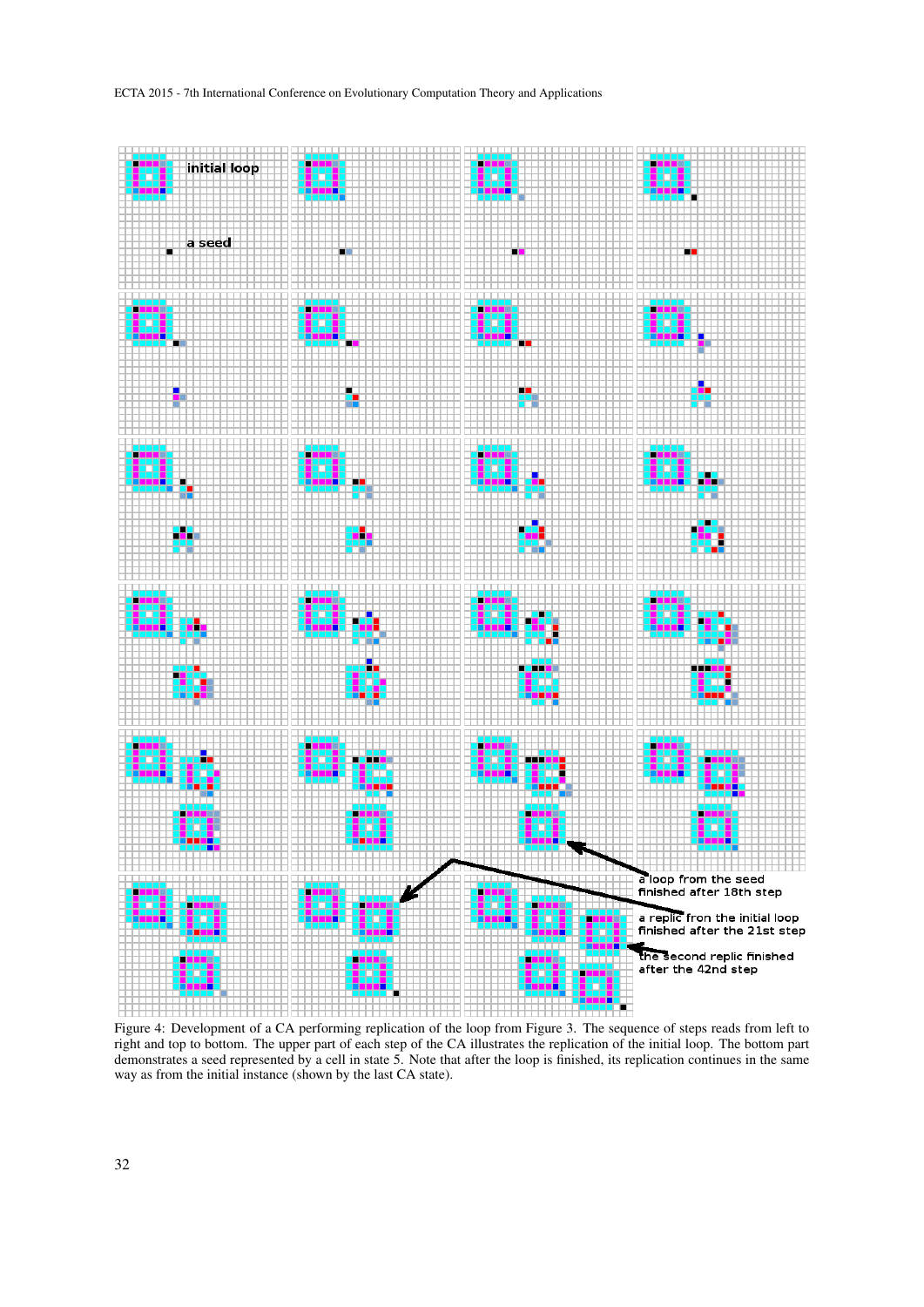Figure 4: Development of a CA performing replication of the loop from Figure 3. The sequence of steps reads from left to right and top to bottom. The upper part of each step of the CA illustrates the replication of the initial loop. The bottom part demonstrates a seed represented by a cell in state 5. Note that after the loop is finished, its replication continues in the same way as from the initial instance (shown by the last CA state).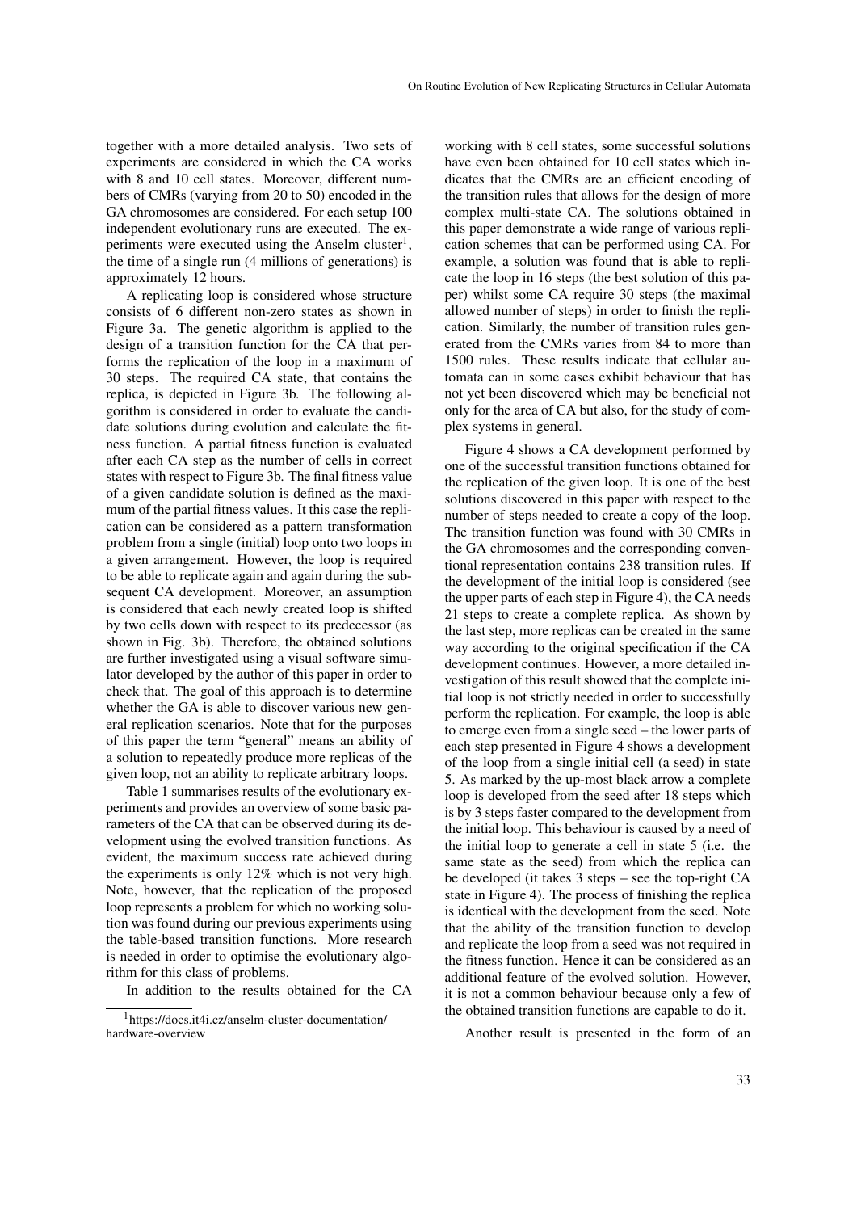together with a more detailed analysis. Two sets of experiments are considered in which the CA works with 8 and 10 cell states. Moreover, different numbers of CMRs (varying from 20 to 50) encoded in the GA chromosomes are considered. For each setup 100 independent evolutionary runs are executed. The experiments were executed using the Anselm cluster[1], the time of a single run (4 millions of generations) is approximately 12 hours.

A replicating loop is considered whose structure consists of 6 different non-zero states as shown in Figure 3a. The genetic algorithm is applied to the design of a transition function for the CA that performs the replication of the loop in a maximum of 30 steps. The required CA state, that contains the replica, is depicted in Figure 3b. The following algorithm is considered in order to evaluate the candidate solutions during evolution and calculate the fitness function. A partial fitness function is evaluated after each CA step as the number of cells in correct states with respect to Figure 3b. The final fitness value of a given candidate solution is defined as the maximum of the partial fitness values. It this case the replication can be considered as a pattern transformation problem from a single (initial) loop onto two loops in a given arrangement. However, the loop is required to be able to replicate again and again during the subsequent CA development. Moreover, an assumption is considered that each newly created loop is shifted by two cells down with respect to its predecessor (as shown in Fig. 3b). Therefore, the obtained solutions are further investigated using a visual software simulator developed by the author of this paper in order to check that. The goal of this approach is to determine whether the GA is able to discover various new general replication scenarios. Note that for the purposes of this paper the term "general" means an ability of a solution to repeatedly produce more replicas of the given loop, not an ability to replicate arbitrary loops.

Table 1 summarises results of the evolutionary experiments and provides an overview of some basic parameters of the CA that can be observed during its development using the evolved transition functions. As evident, the maximum success rate achieved during the experiments is only 12% which is not very high. Note, however, that the replication of the proposed loop represents a problem for which no working solution was found during our previous experiments using the table-based transition functions. More research is needed in order to optimise the evolutionary algorithm for this class of problems.

In addition to the results obtained for the CA working with 8 cell states, some successful solutions have even been obtained for 10 cell states which indicates that the CMRs are an efficient encoding of the transition rules that allows for the design of more complex multi-state CA. The solutions obtained in this paper demonstrate a wide range of various replication schemes that can be performed using CA. For example, a solution was found that is able to replicate the loop in 16 steps (the best solution of this paper) whilst some CA require 30 steps (the maximal allowed number of steps) in order to finish the replication. Similarly, the number of transition rules generated from the CMRs varies from 84 to more than 1500 rules. These results indicate that cellular automata can in some cases exhibit behaviour that has not yet been discovered which may be beneficial not only for the area of CA but also, for the study of complex systems in general.

Figure 4 shows a CA development performed by one of the successful transition functions obtained for the replication of the given loop. It is one of the best solutions discovered in this paper with respect to the number of steps needed to create a copy of the loop. The transition function was found with 30 CMRs in the GA chromosomes and the corresponding conventional representation contains 238 transition rules. If the development of the initial loop is considered (see the upper parts of each step in Figure 4), the CA needs 21 steps to create a complete replica. As shown by the last step, more replicas can be created in the same way according to the original specification if the CA development continues. However, a more detailed investigation of this result showed that the complete initial loop is not strictly needed in order to successfully perform the replication. For example, the loop is able to emerge even from a single seed – the lower parts of each step presented in Figure 4 shows a development of the loop from a single initial cell (a seed) in state 5. As marked by the up-most black arrow a complete loop is developed from the seed after 18 steps which is by 3 steps faster compared to the development from the initial loop. This behaviour is caused by a need of the initial loop to generate a cell in state 5 (i.e. the same state as the seed) from which the replica can be developed (it takes 3 steps – see the top-right CA state in Figure 4). The process of finishing the replica is identical with the development from the seed. Note that the ability of the transition function to develop and replicate the loop from a seed was not required in the fitness function. Hence it can be considered as an additional feature of the evolved solution. However, it is not a common behaviour because only a few of the obtained transition functions are capable to do it.

Another result is presented in the form of an

[1] https://docs.it4i.cz/anselm-cluster-documentation/hardware-overview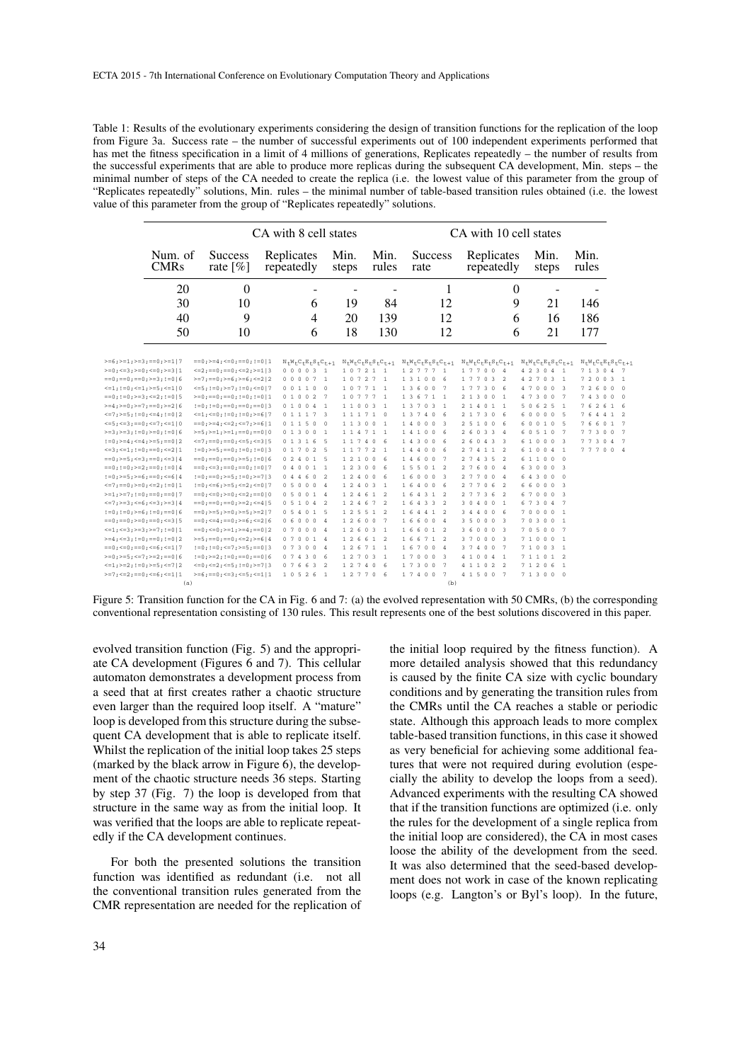Table 1: Results of the evolutionary experiments considering the design of transition functions for the replication of the loop from Figure 3a. Success rate – the number of successful experiments out of 100 independent experiments performed that has met the fitness specification in a limit of 4 millions of generations, Replicates repeatedly – the number of results from the successful experiments that are able to produce more replicas during the subsequent CA development, Min. steps – the minimal number of steps of the CA needed to create the replica (i.e. the lowest value of this parameter from the group of "Replicates repeatedly" solutions, Min. rules – the minimal number of table-based transition rules obtained (i.e. the lowest value of this parameter from the group of "Replicates repeatedly" solutions.

| | CA with 8 cell states | | | | CA with 10 cell states | | | |
|---|---|---|---|---|---|---|---|---|
| Num. of CMRs | Success rate [%] | Replicates repeatedly | Min. steps | Min. rules | Success rate | Replicates repeatedly | Min. steps | Min. rules |
| 20 | 0 | - | - | - | 1 | 0 | - | - |
| 30 | 10 | 6 | 19 | 84 | 12 | 9 | 21 | 146 |
| 40 | 9 | 4 | 20 | 139 | 12 | 6 | 16 | 186 |
| 50 | 10 | 6 | 18 | 130 | 12 | 6 | 21 | 177 |

(a)

```
>=6;>=1;>=3;==0;>=1|7    ==0;>=4;<=0;==0;!=0|1
>=0;<=3;>=0;<=0;>=3|1    <=2;==0;==0;<=2;>=1|3
==0;==0;==0;>=3;!=0|6    >=7;==0;>=6;>=6;<=2|2
<=1;!=0;<=1;>=5;<=1|0    <=5;!=0;>=7;!=0;<=0|7
==0;!=0;>=3;<=2;!=0|5    >=0;==0;==0;!=0;>=0|1
>=4;>=0;>=7;==0;>=2|6    !=0;!=0;==0;==0;==0|3
<=7;>=5;!=0;<=4;!=0|2    <=1;<=0;!=0;!=0;>=6|7
<=5;<=3;==0;<=7;<=1|0    ==0;>=4;<=2;<=7;>=6|1
>=3;>=3;!=0;>=0;!=0|6    >=5;>=1;>=1;==0;==0|0
!=0;>=4;<=4;>=5;==0|2    <=7;==0;==0;<=5;<=3|5
<=3;<=1;!=0;==0;<=2|1    !=0;>=5;==0;!=0;!=0|3
==0;>=5;<=3;==0;<=3|4    ==0;==0;==0;>=5;!=0|6
==0;!=0;>=2;==0;!=0|4    ==0;<=3;==0;==0;!=0|7
!=0;>=5;>=6;==0;<=6|4    !=0;==0;>=5;!=0;>=7|3
<=7;==0;>=0;<=2;!=0|1    !=0;<=6;>=5;<=2;<=0|7
>=1;>=7;!=0;==0;==0|7    ==0;<=0;>=0;>=2;==0|0
<=7;>=3;<=6;<=3;>=3|4    ==0;==0;==0;>=2;<=4|5
!=0;!=0;>=6;!=0;==0|6    ==0;>=5;>=0;>=5;>=2|7
==0;==0;==0;==0;<=3|5    ==0;<=0;>=1;>=4;==0|2
<=1;<=3;>=3;>=7;!=0|1    >=5;<=4;==0;>=6;<=2|6
>=4;<=3;!=0;==0;!=0|2    >=5;>=5;<=0;<=2;>=6|4
==0;<=0;==0;<=6;<=1|7    !=0;!=0;<=7;>=5;==0|3
>=0;>=5;<=7;>=2;==0|6    !=0;>=2;!=0;==0;==0|6
<=1;>=2;!=0;>=5;<=7|2    <=0;<=2;<=5;!=0;>=7|3
>=7;<=2;==0;<=6;<=1|1    >=6;==0;<=3;<=5;<=1|1
```

(b)

```
NtWtCtEtStCt+1  NtWtCtEtStCt+1  NtWtCtEtStCt+1  NtWtCtEtStCt+1  NtWtCtEtStCt+1  NtWtCtEtStCt+1
0 0 0 0 3  1    1 0 7 2 1  1    1 2 7 7 7  1    1 7 7 0 0  4    4 2 3 0 4  1    7 1 3 0 4  7
0 0 0 0 7  1    1 0 7 2 7  1    1 3 1 0 0  6    1 7 7 0 3  2    4 2 7 0 3  1    7 2 0 0 3  1
0 0 1 1 0  0    1 0 7 7 1  1    1 3 6 0 0  7    1 7 7 3 0  6    4 7 0 0 0  3    7 2 6 0 0  0
0 1 0 0 2  7    1 0 7 7 7  1    1 3 6 7 1  1    2 1 3 0 0  1    4 7 3 0 0  7    7 4 3 0 0  0
0 1 0 0 4  1    1 1 0 0 3  1    1 3 7 0 3  1    2 1 4 0 1  1    5 0 6 2 5  1    7 6 2 6 1  6
0 1 1 1 7  3    1 1 1 7 1  0    1 3 7 4 0  6    2 1 7 3 0  6    6 0 0 0 0  5    7 6 4 4 1  2
0 1 1 5 0  0    1 1 3 0 0  1    1 4 0 0 0  3    2 5 1 0 0  6    6 0 0 1 0  5    7 6 6 0 1  7
0 1 3 0 0  1    1 1 4 7 1  1    1 4 1 0 0  6    2 6 0 3 3  4    6 0 5 1 0  7    7 7 3 0 0  7
0 1 3 1 6  5    1 1 7 4 0  6    1 4 3 0 0  6    2 6 0 4 3  3    6 1 0 0 0  3    7 7 3 0 4  7
0 1 7 0 2  5    1 1 7 7 2  1    1 4 4 0 0  6    2 7 4 1 1  2    6 1 0 0 4  1    7 7 7 0 0  4
0 2 4 0 1  5    1 2 1 0 0  6    1 4 6 0 0  7    2 7 4 3 5  2    6 1 1 0 0  0
0 4 0 0 1  1    1 2 3 0 0  6    1 5 5 0 1  2    2 7 6 0 0  4    6 3 0 0 0  3
0 4 4 6 0  2    1 2 4 0 0  6    1 6 0 0 0  3    2 7 7 0 0  4    6 4 3 0 0  0
0 5 0 0 0  4    1 2 4 0 3  1    1 6 4 0 0  6    2 7 7 0 6  2    6 6 0 0 0  3
0 5 0 0 1  4    1 2 4 6 1  2    1 6 4 3 1  2    2 7 7 3 6  2    6 7 0 0 0  3
0 5 1 0 4  2    1 2 4 6 7  2    1 6 4 3 3  2    3 0 4 0 0  1    6 7 3 0 4  7
0 5 4 0 1  5    1 2 5 5 1  2    1 6 4 4 1  2    3 4 4 0 0  6    7 0 0 0 0  1
0 6 0 0 0  4    1 2 6 0 0  7    1 6 6 0 0  4    3 5 0 0 0  3    7 0 3 0 0  1
0 7 0 0 0  4    1 2 6 0 3  1    1 6 6 0 1  2    3 6 0 0 0  3    7 0 5 0 0  7
0 7 0 0 1  4    1 2 6 6 1  2    1 6 6 7 1  2    3 7 0 0 0  3    7 1 0 0 0  1
0 7 3 0 0  4    1 2 6 7 1  1    1 6 7 0 0  4    3 7 4 0 0  7    7 1 0 0 3  1
0 7 4 3 0  6    1 2 7 0 3  1    1 7 0 0 0  3    4 1 0 0 4  1    7 1 1 0 1  2
0 7 6 6 3  2    1 2 7 4 0  6    1 7 3 0 0  7    4 1 1 0 2  2    7 1 2 0 6  1
1 0 5 2 6  1    1 2 7 7 0  6    1 7 4 0 0  7    4 1 5 0 0  7    7 1 3 0 0  0
```

Figure 5: Transition function for the CA in Fig. 6 and 7: (a) the evolved representation with 50 CMRs, (b) the corresponding conventional representation consisting of 130 rules. This result represents one of the best solutions discovered in this paper.

evolved transition function (Fig. 5) and the appropriate CA development (Figures 6 and 7). This cellular automaton demonstrates a development process from a seed that at first creates rather a chaotic structure even larger than the required loop itself. A "mature" loop is developed from this structure during the subsequent CA development that is able to replicate itself. Whilst the replication of the initial loop takes 25 steps (marked by the black arrow in Figure 6), the development of the chaotic structure needs 36 steps. Starting by step 37 (Fig. 7) the loop is developed from that structure in the same way as from the initial loop. It was verified that the loops are able to replicate repeatedly if the CA development continues.

For both the presented solutions the transition function was identified as redundant (i.e. not all the conventional transition rules generated from the CMR representation are needed for the replication of the initial loop required by the fitness function). A more detailed analysis showed that this redundancy is caused by the finite CA size with cyclic boundary conditions and by generating the transition rules from the CMRs until the CA reaches a stable or periodic state. Although this approach leads to more complex table-based transition functions, in this case it showed as very beneficial for achieving some additional features that were not required during evolution (especially the ability to develop the loops from a seed). Advanced experiments with the resulting CA showed that if the transition functions are optimized (i.e. only the rules for the development of a single replica from the initial loop are considered), the CA in most cases loose the ability of the development from the seed. It was also determined that the seed-based development does not work in case of the known replicating loops (e.g. Langton's or Byl's loop). In the future,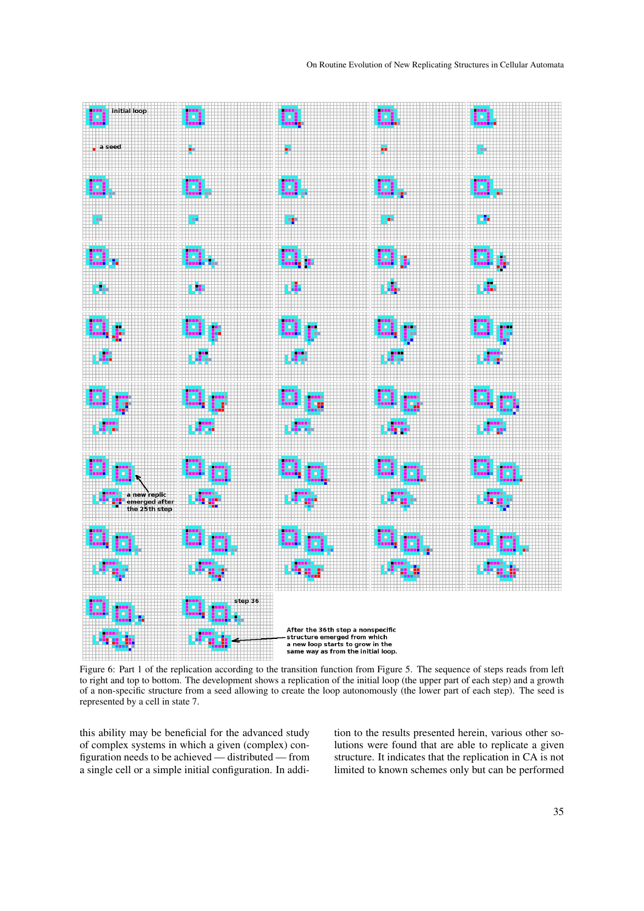Figure 6: Part 1 of the replication according to the transition function from Figure 5. The sequence of steps reads from left to right and top to bottom. The development shows a replication of the initial loop (the upper part of each step) and a growth of a non-specific structure from a seed allowing to create the loop autonomously (the lower part of each step). The seed is represented by a cell in state 7.

this ability may be beneficial for the advanced study of complex systems in which a given (complex) configuration needs to be achieved — distributed — from a single cell or a simple initial configuration. In addition to the results presented herein, various other solutions were found that are able to replicate a given structure. It indicates that the replication in CA is not limited to known schemes only but can be performed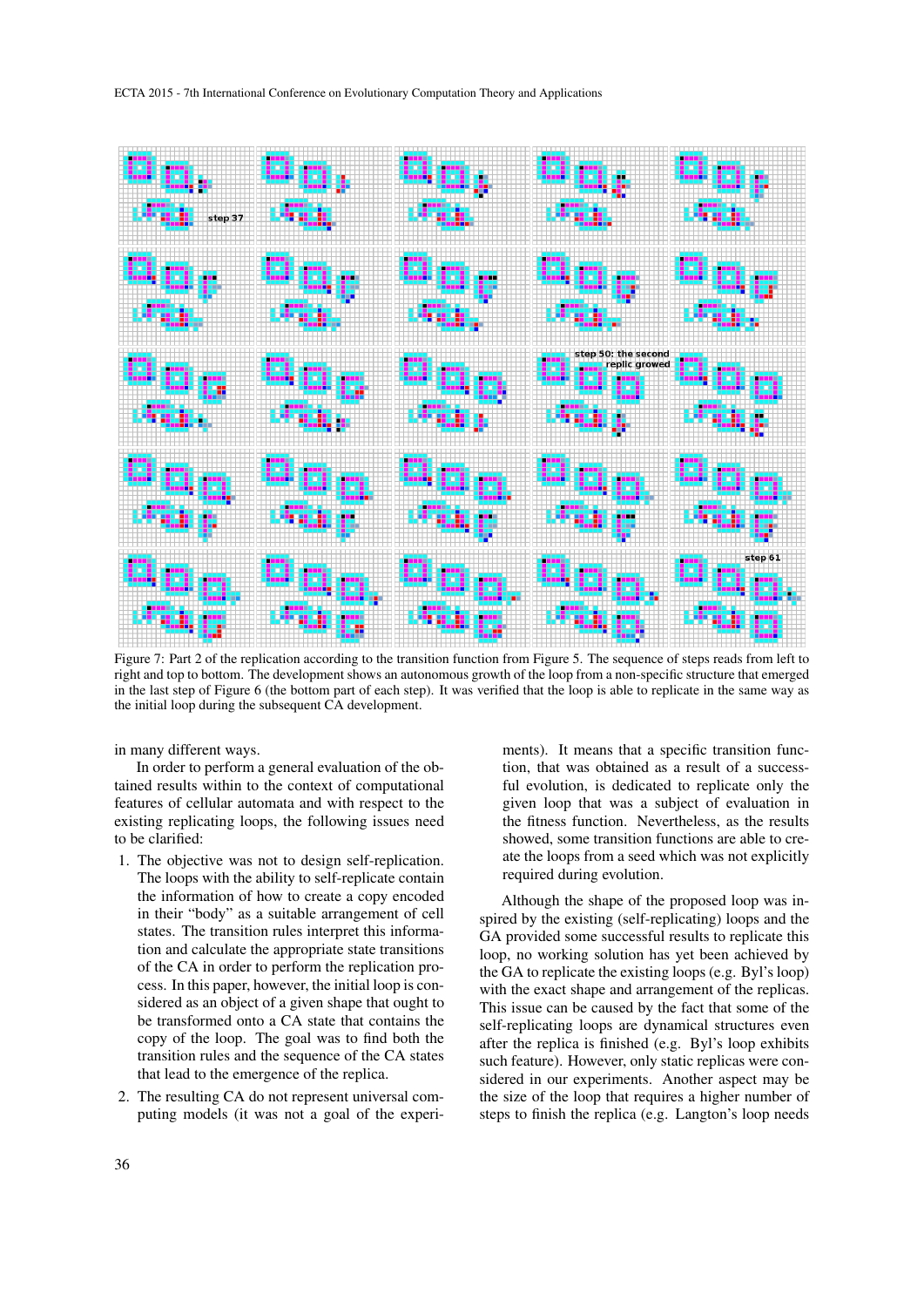Figure 7: Part 2 of the replication according to the transition function from Figure 5. The sequence of steps reads from left to right and top to bottom. The development shows an autonomous growth of the loop from a non-specific structure that emerged in the last step of Figure 6 (the bottom part of each step). It was verified that the loop is able to replicate in the same way as the initial loop during the subsequent CA development.

in many different ways.

In order to perform a general evaluation of the obtained results within to the context of computational features of cellular automata and with respect to the existing replicating loops, the following issues need to be clarified:

1. The objective was not to design self-replication. The loops with the ability to self-replicate contain the information of how to create a copy encoded in their "body" as a suitable arrangement of cell states. The transition rules interpret this information and calculate the appropriate state transitions of the CA in order to perform the replication process. In this paper, however, the initial loop is considered as an object of a given shape that ought to be transformed onto a CA state that contains the copy of the loop. The goal was to find both the transition rules and the sequence of the CA states that lead to the emergence of the replica.
2. The resulting CA do not represent universal computing models (it was not a goal of the experiments). It means that a specific transition function, that was obtained as a result of a successful evolution, is dedicated to replicate only the given loop that was a subject of evaluation in the fitness function. Nevertheless, as the results showed, some transition functions are able to create the loops from a seed which was not explicitly required during evolution.

Although the shape of the proposed loop was inspired by the existing (self-replicating) loops and the GA provided some successful results to replicate this loop, no working solution has yet been achieved by the GA to replicate the existing loops (e.g. Byl's loop) with the exact shape and arrangement of the replicas. This issue can be caused by the fact that some of the self-replicating loops are dynamical structures even after the replica is finished (e.g. Byl's loop exhibits such feature). However, only static replicas were considered in our experiments. Another aspect may be the size of the loop that requires a higher number of steps to finish the replica (e.g. Langton's loop needs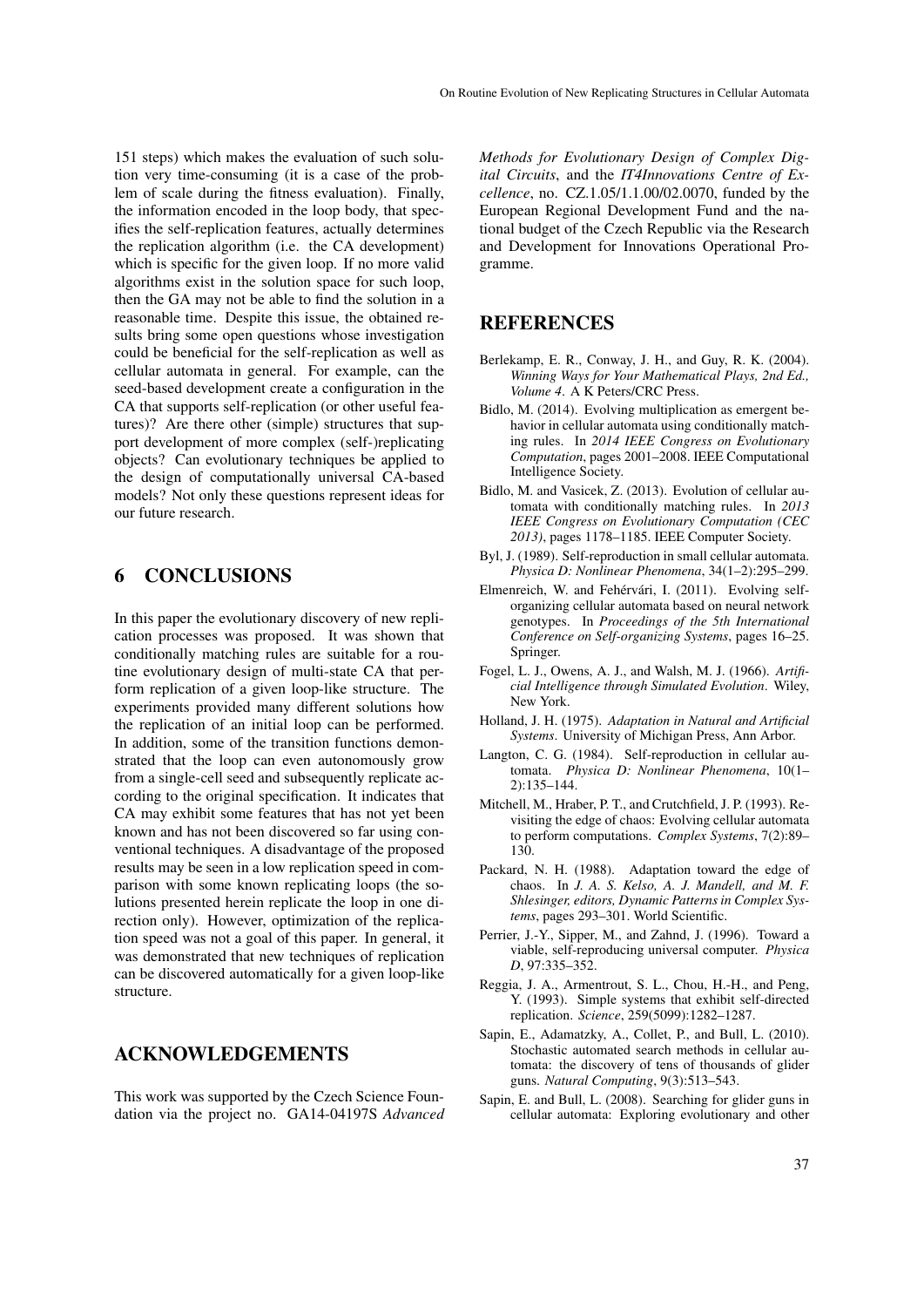151 steps) which makes the evaluation of such solution very time-consuming (it is a case of the problem of scale during the fitness evaluation). Finally, the information encoded in the loop body, that specifies the self-replication features, actually determines the replication algorithm (i.e. the CA development) which is specific for the given loop. If no more valid algorithms exist in the solution space for such loop, then the GA may not be able to find the solution in a reasonable time. Despite this issue, the obtained results bring some open questions whose investigation could be beneficial for the self-replication as well as cellular automata in general. For example, can the seed-based development create a configuration in the CA that supports self-replication (or other useful features)? Are there other (simple) structures that support development of more complex (self-)replicating objects? Can evolutionary techniques be applied to the design of computationally universal CA-based models? Not only these questions represent ideas for our future research.

## 6 CONCLUSIONS

In this paper the evolutionary discovery of new replication processes was proposed. It was shown that conditionally matching rules are suitable for a routine evolutionary design of multi-state CA that perform replication of a given loop-like structure. The experiments provided many different solutions how the replication of an initial loop can be performed. In addition, some of the transition functions demonstrated that the loop can even autonomously grow from a single-cell seed and subsequently replicate according to the original specification. It indicates that CA may exhibit some features that has not yet been known and has not been discovered so far using conventional techniques. A disadvantage of the proposed results may be seen in a low replication speed in comparison with some known replicating loops (the solutions presented herein replicate the loop in one direction only). However, optimization of the replication speed was not a goal of this paper. In general, it was demonstrated that new techniques of replication can be discovered automatically for a given loop-like structure.

## ACKNOWLEDGEMENTS

This work was supported by the Czech Science Foundation via the project no. GA14-04197S *Advanced Methods for Evolutionary Design of Complex Digital Circuits*, and the *IT4Innovations Centre of Excellence*, no. CZ.1.05/1.1.00/02.0070, funded by the European Regional Development Fund and the national budget of the Czech Republic via the Research and Development for Innovations Operational Programme.

## REFERENCES

Berlekamp, E. R., Conway, J. H., and Guy, R. K. (2004). *Winning Ways for Your Mathematical Plays, 2nd Ed., Volume 4*. A K Peters/CRC Press.

Bidlo, M. (2014). Evolving multiplication as emergent behavior in cellular automata using conditionally matching rules. In *2014 IEEE Congress on Evolutionary Computation*, pages 2001–2008. IEEE Computational Intelligence Society.

Bidlo, M. and Vasicek, Z. (2013). Evolution of cellular automata with conditionally matching rules. In *2013 IEEE Congress on Evolutionary Computation (CEC 2013)*, pages 1178–1185. IEEE Computer Society.

Byl, J. (1989). Self-reproduction in small cellular automata. *Physica D: Nonlinear Phenomena*, 34(1–2):295–299.

Elmenreich, W. and Fehérvári, I. (2011). Evolving self-organizing cellular automata based on neural network genotypes. In *Proceedings of the 5th International Conference on Self-organizing Systems*, pages 16–25. Springer.

Fogel, L. J., Owens, A. J., and Walsh, M. J. (1966). *Artificial Intelligence through Simulated Evolution*. Wiley, New York.

Holland, J. H. (1975). *Adaptation in Natural and Artificial Systems*. University of Michigan Press, Ann Arbor.

Langton, C. G. (1984). Self-reproduction in cellular automata. *Physica D: Nonlinear Phenomena*, 10(1–2):135–144.

Mitchell, M., Hraber, P. T., and Crutchfield, J. P. (1993). Revisiting the edge of chaos: Evolving cellular automata to perform computations. *Complex Systems*, 7(2):89–130.

Packard, N. H. (1988). Adaptation toward the edge of chaos. In *J. A. S. Kelso, A. J. Mandell, and M. F. Shlesinger, editors, Dynamic Patterns in Complex Systems*, pages 293–301. World Scientific.

Perrier, J.-Y., Sipper, M., and Zahnd, J. (1996). Toward a viable, self-reproducing universal computer. *Physica D*, 97:335–352.

Reggia, J. A., Armentrout, S. L., Chou, H.-H., and Peng, Y. (1993). Simple systems that exhibit self-directed replication. *Science*, 259(5099):1282–1287.

Sapin, E., Adamatzky, A., Collet, P., and Bull, L. (2010). Stochastic automated search methods in cellular automata: the discovery of tens of thousands of glider guns. *Natural Computing*, 9(3):513–543.

Sapin, E. and Bull, L. (2008). Searching for glider guns in cellular automata: Exploring evolutionary and other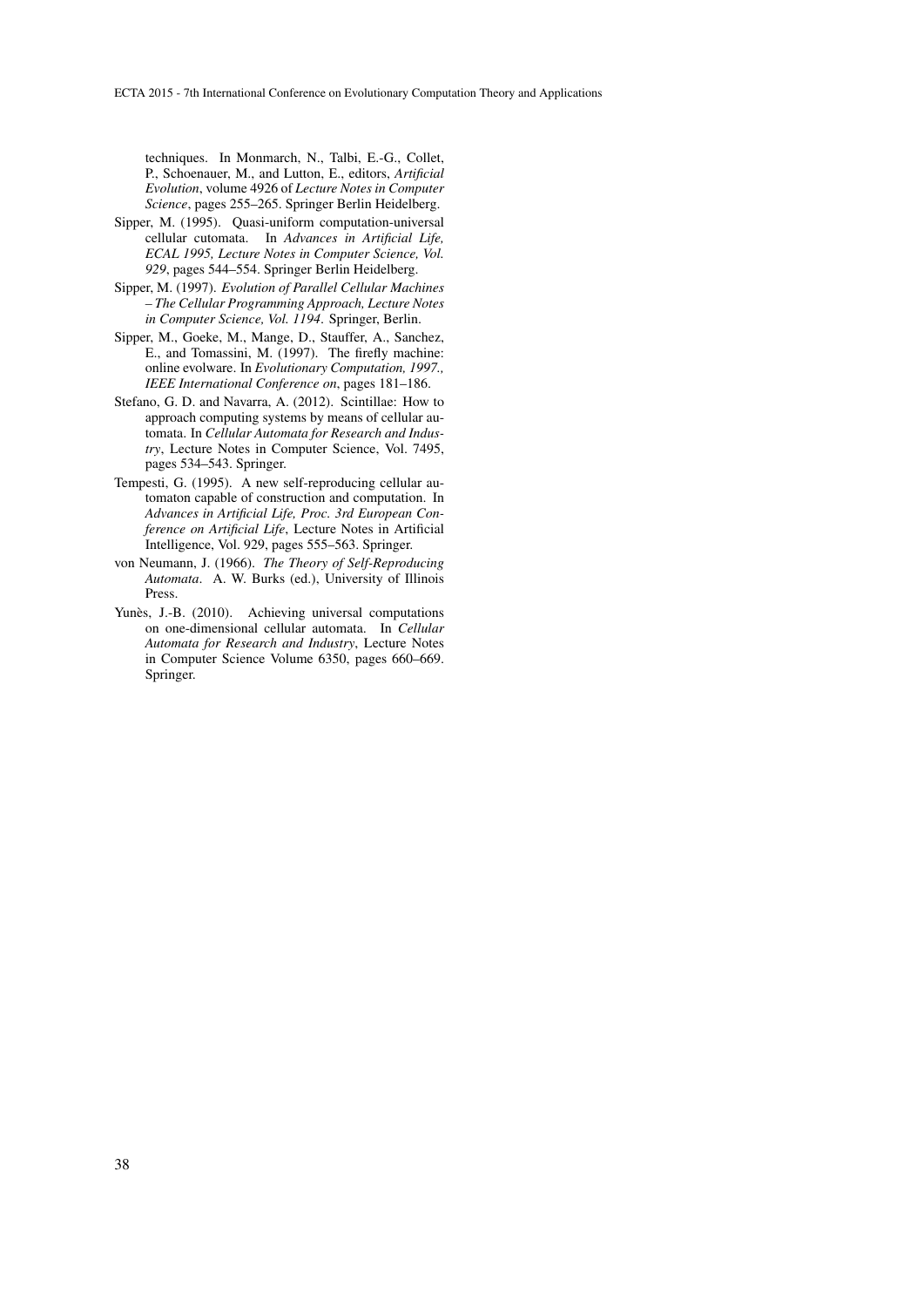techniques. In Monmarch, N., Talbi, E.-G., Collet, P., Schoenauer, M., and Lutton, E., editors, *Artificial Evolution*, volume 4926 of *Lecture Notes in Computer Science*, pages 255–265. Springer Berlin Heidelberg.

Sipper, M. (1995). Quasi-uniform computation-universal cellular cutomata. In *Advances in Artificial Life, ECAL 1995, Lecture Notes in Computer Science, Vol. 929*, pages 544–554. Springer Berlin Heidelberg.

Sipper, M. (1997). *Evolution of Parallel Cellular Machines – The Cellular Programming Approach, Lecture Notes in Computer Science, Vol. 1194*. Springer, Berlin.

Sipper, M., Goeke, M., Mange, D., Stauffer, A., Sanchez, E., and Tomassini, M. (1997). The firefly machine: online evolware. In *Evolutionary Computation, 1997., IEEE International Conference on*, pages 181–186.

Stefano, G. D. and Navarra, A. (2012). Scintillae: How to approach computing systems by means of cellular automata. In *Cellular Automata for Research and Industry*, Lecture Notes in Computer Science, Vol. 7495, pages 534–543. Springer.

Tempesti, G. (1995). A new self-reproducing cellular automaton capable of construction and computation. In *Advances in Artificial Life, Proc. 3rd European Conference on Artificial Life*, Lecture Notes in Artificial Intelligence, Vol. 929, pages 555–563. Springer.

von Neumann, J. (1966). *The Theory of Self-Reproducing Automata*. A. W. Burks (ed.), University of Illinois Press.

Yunès, J.-B. (2010). Achieving universal computations on one-dimensional cellular automata. In *Cellular Automata for Research and Industry*, Lecture Notes in Computer Science Volume 6350, pages 660–669. Springer.